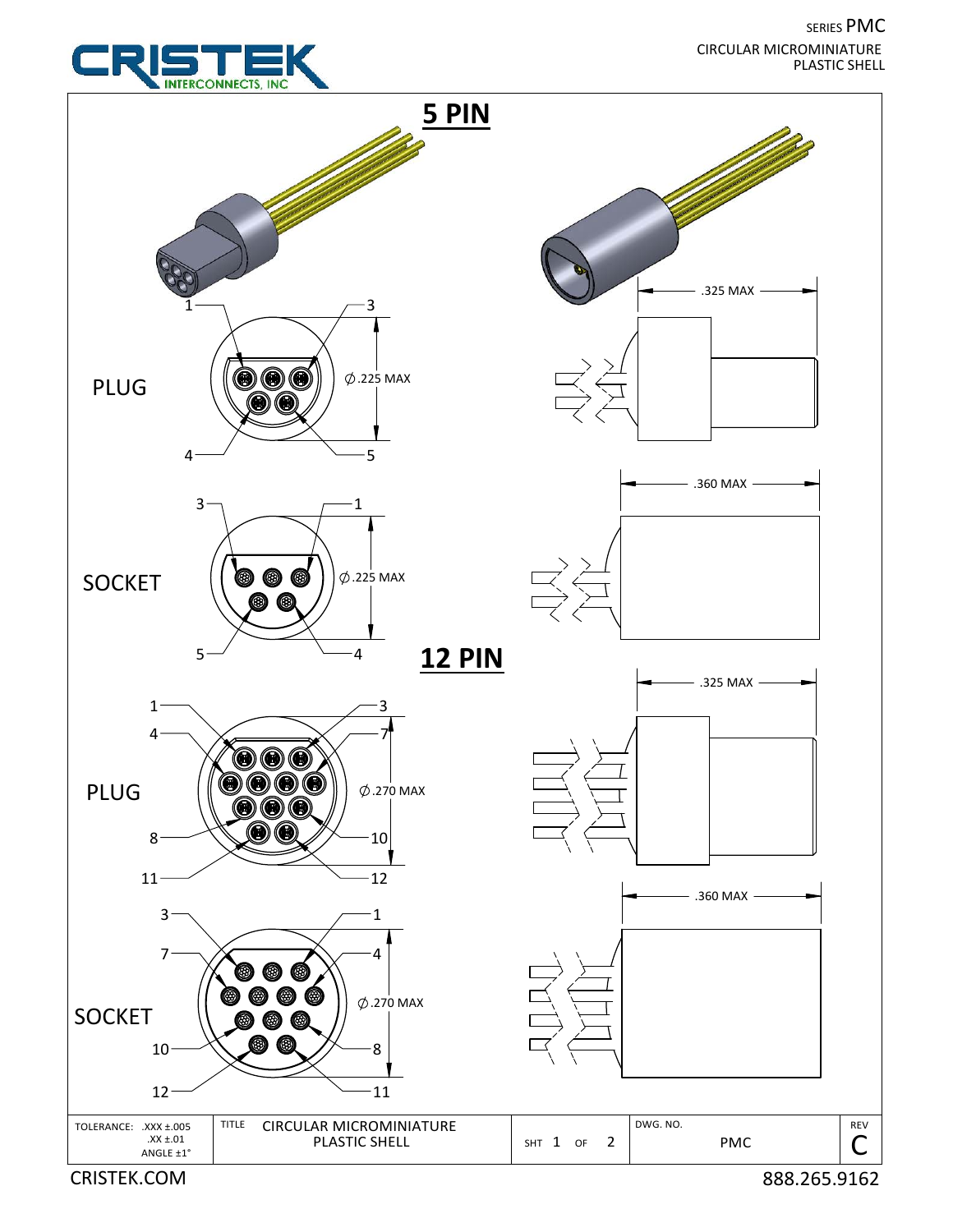SERIES PMC

CIRCULAR MICROMINIATURE
PLASTIC SHELL

CRISTEK INTERCONNECTS, INC

## 5 PIN

PLUG

1, 3, 4, 5

∅.225 MAX

.325 MAX

SOCKET

3, 1, 5, 4

∅.225 MAX

.360 MAX

## 12 PIN

PLUG

1, 3, 4, 7, 8, 10, 11, 12

∅.270 MAX

.325 MAX

SOCKET

3, 1, 7, 4, 10, 8, 12, 11

∅.270 MAX

.360 MAX

| TOLERANCE: .XXX ±.005 .XX ±.01 ANGLE ±1° | TITLE CIRCULAR MICROMINIATURE PLASTIC SHELL | SHT 1 OF 2 | DWG. NO. PMC | REV C |
|---|---|---|---|---|

CRISTEK.COM

888.265.9162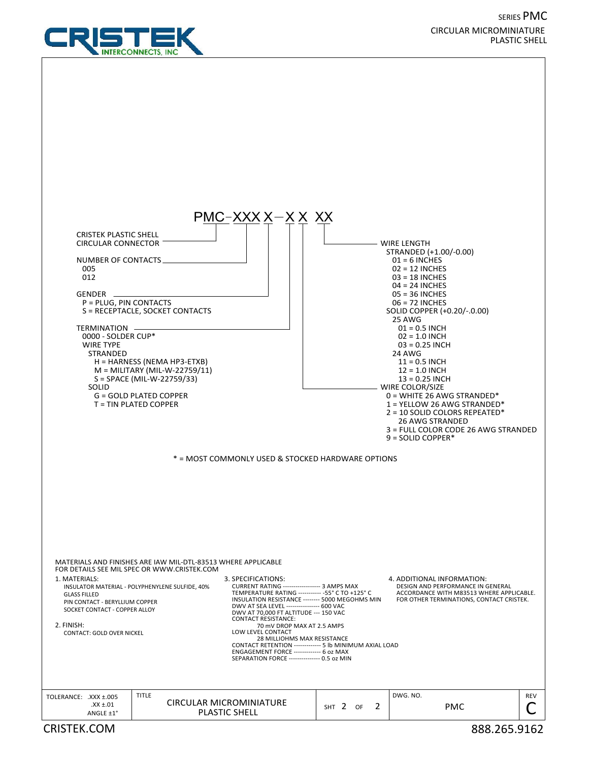PMC-XXX X-X X XX

CRISTEK PLASTIC SHELL CIRCULAR CONNECTOR

NUMBER OF CONTACTS
- 005
- 012

GENDER
- P = PLUG, PIN CONTACTS
- S = RECEPTACLE, SOCKET CONTACTS

TERMINATION
- 0000 - SOLDER CUP*
- WIRE TYPE
  - STRANDED
    - H = HARNESS (NEMA HP3-ETXB)
    - M = MILITARY (MIL-W-22759/11)
    - S = SPACE (MIL-W-22759/33)
  - SOLID
    - G = GOLD PLATED COPPER
    - T = TIN PLATED COPPER

WIRE LENGTH
- STRANDED (+1.00/-0.00)
  - 01 = 6 INCHES
  - 02 = 12 INCHES
  - 03 = 18 INCHES
  - 04 = 24 INCHES
  - 05 = 36 INCHES
  - 06 = 72 INCHES
- SOLID COPPER (+0.20/-.0.00)
  - 25 AWG
    - 01 = 0.5 INCH
    - 02 = 1.0 INCH
    - 03 = 0.25 INCH
  - 24 AWG
    - 11 = 0.5 INCH
    - 12 = 1.0 INCH
    - 13 = 0.25 INCH

WIRE COLOR/SIZE
- 0 = WHITE 26 AWG STRANDED*
- 1 = YELLOW 26 AWG STRANDED*
- 2 = 10 SOLID COLORS REPEATED* 26 AWG STRANDED
- 3 = FULL COLOR CODE 26 AWG STRANDED
- 9 = SOLID COPPER*

* = MOST COMMONLY USED & STOCKED HARDWARE OPTIONS

MATERIALS AND FINISHES ARE IAW MIL-DTL-83513 WHERE APPLICABLE
FOR DETAILS SEE MIL SPEC OR WWW.CRISTEK.COM

1. MATERIALS:
   - INSULATOR MATERIAL - POLYPHENYLENE SULFIDE, 40% GLASS FILLED
   - PIN CONTACT - BERYLLIUM COPPER
   - SOCKET CONTACT - COPPER ALLOY

2. FINISH:
   - CONTACT: GOLD OVER NICKEL

3. SPECIFICATIONS:
   - CURRENT RATING ------------------ 3 AMPS MAX
   - TEMPERATURE RATING ----------- -55° C TO +125° C
   - INSULATION RESISTANCE -------- 5000 MEGOHMS MIN
   - DWV AT SEA LEVEL --------------- 600 VAC
   - DWV AT 70,000 FT ALTITUDE --- 150 VAC
   - CONTACT RESISTANCE:
     - 70 mV DROP MAX AT 2.5 AMPS
   - LOW LEVEL CONTACT
     - 28 MILLIOHMS MAX RESISTANCE
   - CONTACT RETENTION ------------- 5 lb MINIMUM AXIAL LOAD
   - ENGAGEMENT FORCE ------------- 6 oz MAX
   - SEPARATION FORCE --------------- 0.5 oz MIN

4. ADDITIONAL INFORMATION:
   - DESIGN AND PERFORMANCE IN GENERAL ACCORDANCE WITH M83513 WHERE APPLICABLE.
   - FOR OTHER TERMINATIONS, CONTACT CRISTEK.

| TOLERANCE | TITLE | SHT | DWG. NO. | REV |
|---|---|---|---|---|
| .XXX ±.005<br>.XX ±.01<br>ANGLE ±1° | CIRCULAR MICROMINIATURE PLASTIC SHELL | 2 OF 2 | PMC | C |